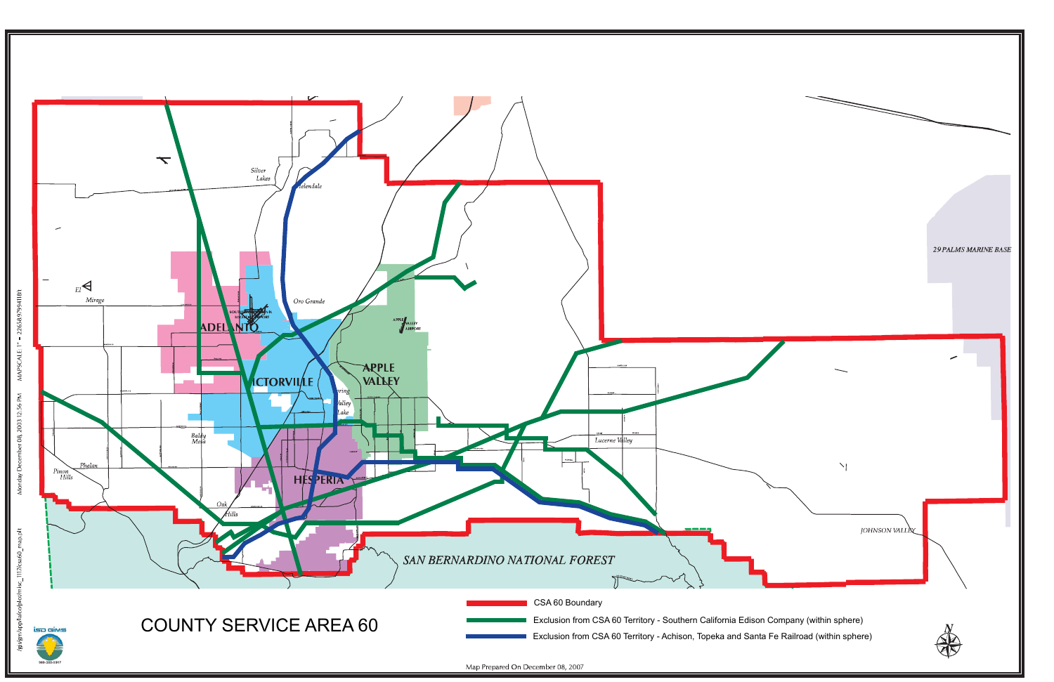# COUNTY SERVICE AREA 60

Legend:

- CSA 60 Boundary
- Exclusion from CSA 60 Territory - Southern California Edison Company (within sphere)
- Exclusion from CSA 60 Territory - Achison, Topeka and Santa Fe Railroad (within sphere)

Silver Lakes

Helendale

El Mirage

Oro Grande

ADELANTO

VICTORVILLE

APPLE VALLEY

APPLE VALLEY AIRPORT

Spring Valley Lake

Baldy Mesa

Phelan

Pinon Hills

Oak Hills

HESPERIA

Lucerne Valley

JOHNSON VALLEY

29 PALMS MARINE BASE

SAN BERNARDINO NATIONAL FOREST

Map Prepared On December 08, 2007

MAPSCALE 1" = 22658.979941181

Monday December 08, 2003 12:56 PM

/gis/gm/apps/aicoytdeo/misc_1117/csa60_map.plt

ISD GIMS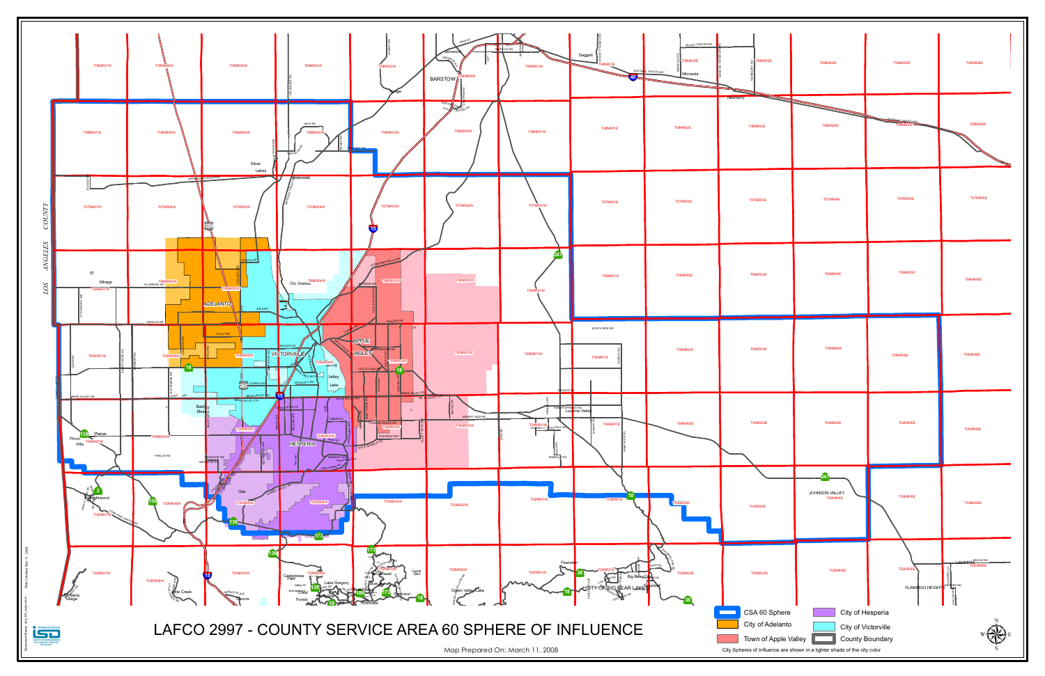# LAFCO 2997 - COUNTY SERVICE AREA 60 SPHERE OF INFLUENCE

Map Prepared On: March 11, 2008

- CSA 60 Sphere
- City of Adelanto
- Town of Apple Valley
- City of Hesperia
- City of Victorville
- County Boundary

City Spheres of Influence are shown in a lighter shade of the city color